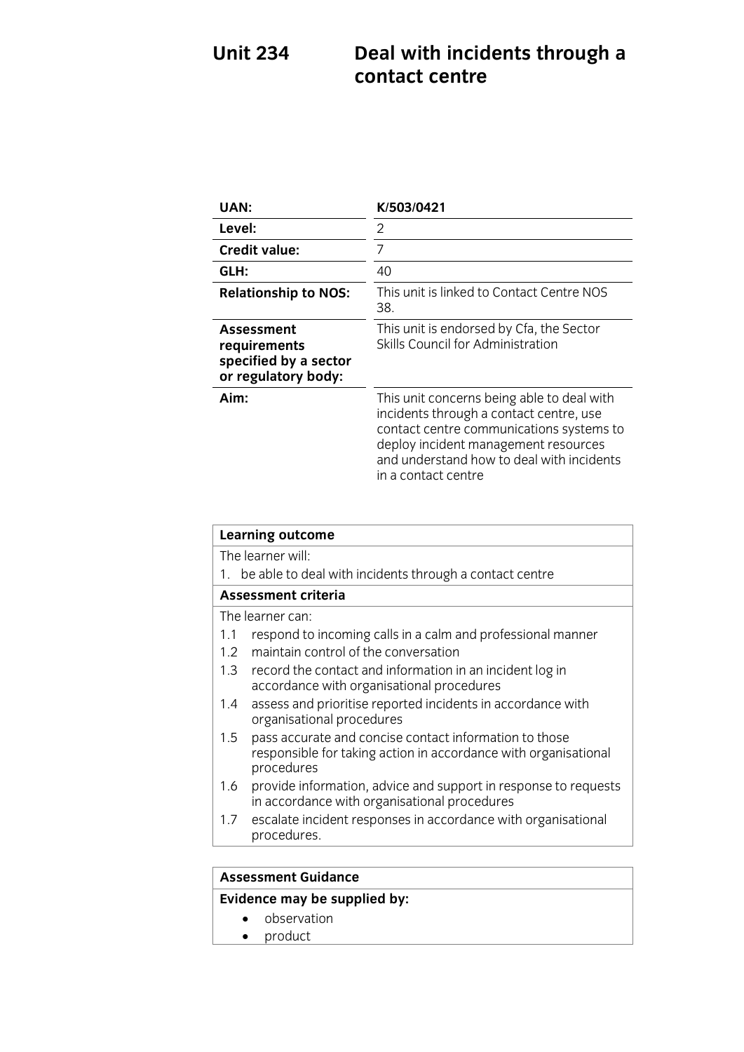# Unit 234 Deal with incidents through a contact centre

| | |
|---|---|
| **UAN:** | **K/503/0421** |
| **Level:** | 2 |
| **Credit value:** | 7 |
| **GLH:** | 40 |
| **Relationship to NOS:** | This unit is linked to Contact Centre NOS 38. |
| **Assessment requirements specified by a sector or regulatory body:** | This unit is endorsed by Cfa, the Sector Skills Council for Administration |
| **Aim:** | This unit concerns being able to deal with incidents through a contact centre, use contact centre communications systems to deploy incident management resources and understand how to deal with incidents in a contact centre |

| **Learning outcome** |
|---|
| The learner will: |
| 1. be able to deal with incidents through a contact centre |
| **Assessment criteria** |
| The learner can: |
| 1.1 respond to incoming calls in a calm and professional manner |
| 1.2 maintain control of the conversation |
| 1.3 record the contact and information in an incident log in accordance with organisational procedures |
| 1.4 assess and prioritise reported incidents in accordance with organisational procedures |
| 1.5 pass accurate and concise contact information to those responsible for taking action in accordance with organisational procedures |
| 1.6 provide information, advice and support in response to requests in accordance with organisational procedures |
| 1.7 escalate incident responses in accordance with organisational procedures. |

| **Assessment Guidance** |
|---|
| **Evidence may be supplied by:** |
| • observation<br>• product |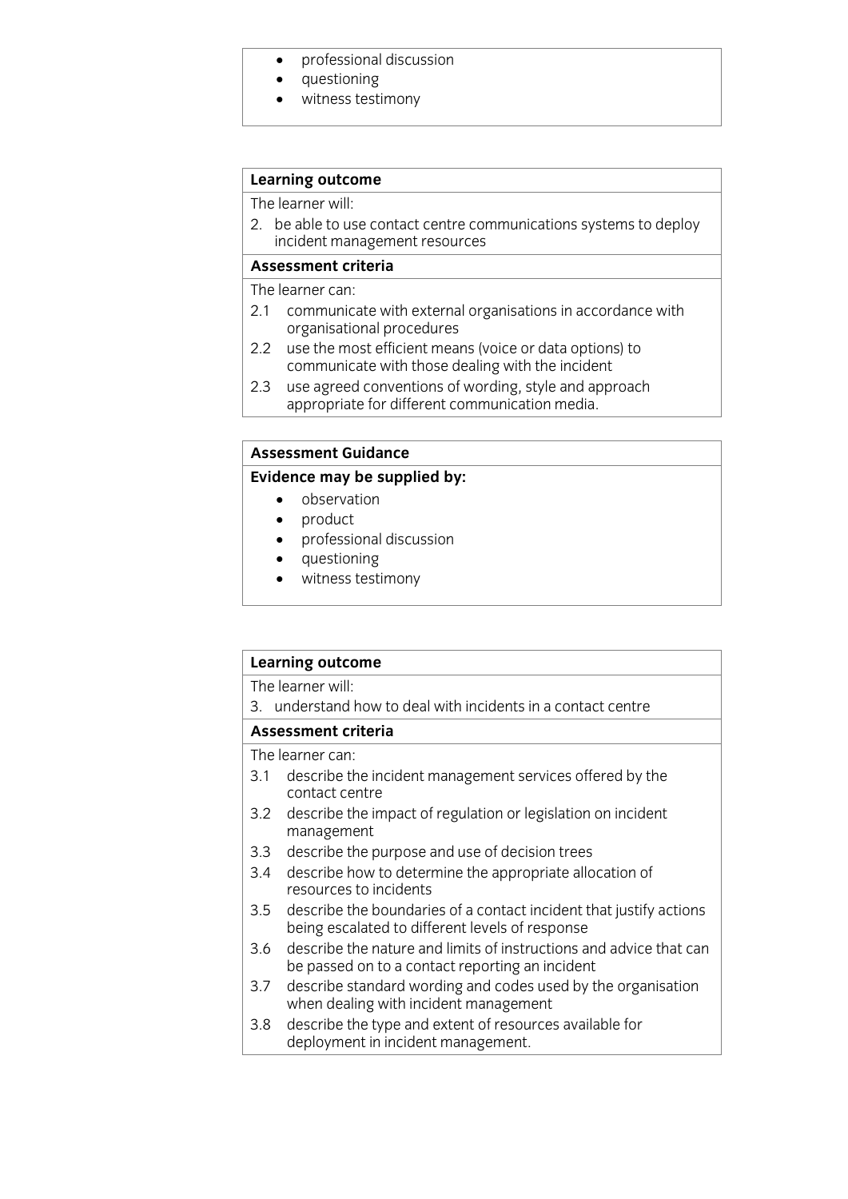- professional discussion
- questioning
- witness testimony

**Learning outcome**

The learner will:

2. be able to use contact centre communications systems to deploy incident management resources

**Assessment criteria**

The learner can:

2.1 communicate with external organisations in accordance with organisational procedures

2.2 use the most efficient means (voice or data options) to communicate with those dealing with the incident

2.3 use agreed conventions of wording, style and approach appropriate for different communication media.

**Assessment Guidance**

**Evidence may be supplied by:**

- observation
- product
- professional discussion
- questioning
- witness testimony

**Learning outcome**

The learner will:

3. understand how to deal with incidents in a contact centre

**Assessment criteria**

The learner can:

3.1 describe the incident management services offered by the contact centre

3.2 describe the impact of regulation or legislation on incident management

3.3 describe the purpose and use of decision trees

3.4 describe how to determine the appropriate allocation of resources to incidents

3.5 describe the boundaries of a contact incident that justify actions being escalated to different levels of response

3.6 describe the nature and limits of instructions and advice that can be passed on to a contact reporting an incident

3.7 describe standard wording and codes used by the organisation when dealing with incident management

3.8 describe the type and extent of resources available for deployment in incident management.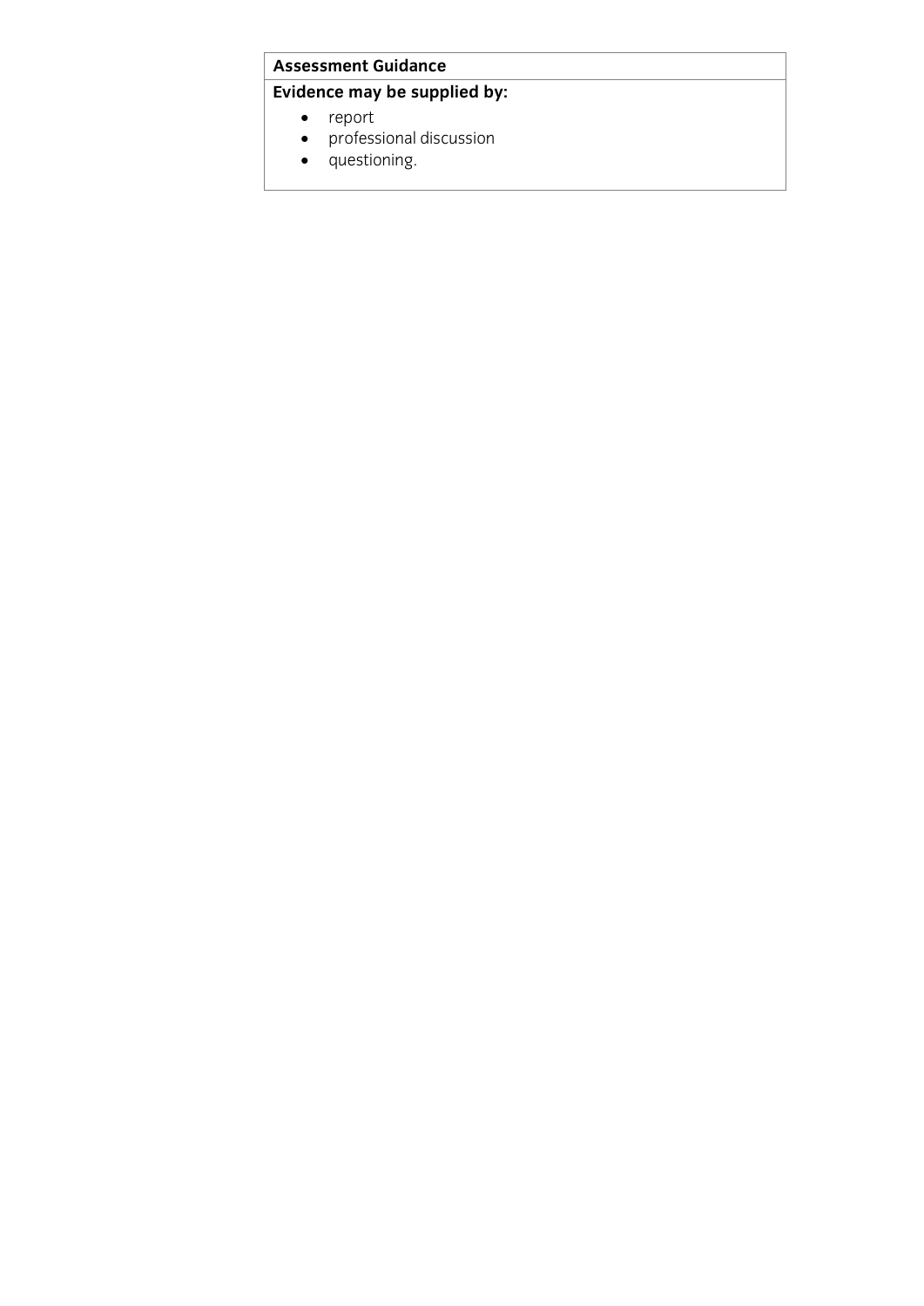| Assessment Guidance |
| --- |
| **Evidence may be supplied by:**<br>• report<br>• professional discussion<br>• questioning. |